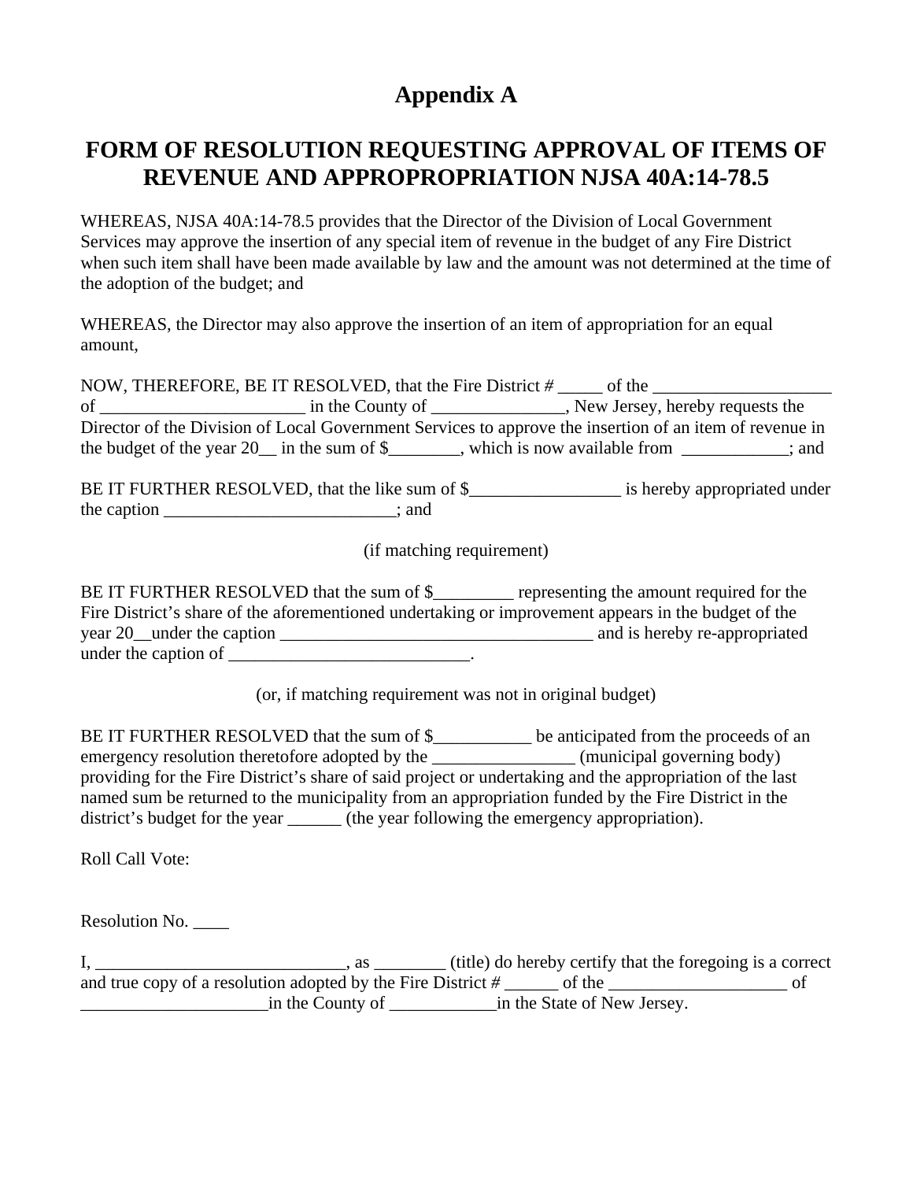# Appendix A

## FORM OF RESOLUTION REQUESTING APPROVAL OF ITEMS OF REVENUE AND APPROPROPRIATION NJSA 40A:14-78.5

WHEREAS, NJSA 40A:14-78.5 provides that the Director of the Division of Local Government Services may approve the insertion of any special item of revenue in the budget of any Fire District when such item shall have been made available by law and the amount was not determined at the time of the adoption of the budget; and

WHEREAS, the Director may also approve the insertion of an item of appropriation for an equal amount,

NOW, THEREFORE, BE IT RESOLVED, that the Fire District # _____ of the ____________________ of _______________________ in the County of _______________, New Jersey, hereby requests the Director of the Division of Local Government Services to approve the insertion of an item of revenue in the budget of the year 20__ in the sum of $________, which is now available from ____________; and

BE IT FURTHER RESOLVED, that the like sum of $_________________ is hereby appropriated under the caption __________________________; and

(if matching requirement)

BE IT FURTHER RESOLVED that the sum of $_________ representing the amount required for the Fire District's share of the aforementioned undertaking or improvement appears in the budget of the year 20__under the caption ___________________________________ and is hereby re-appropriated under the caption of ___________________________.

(or, if matching requirement was not in original budget)

BE IT FURTHER RESOLVED that the sum of $___________ be anticipated from the proceeds of an emergency resolution theretofore adopted by the ________________ (municipal governing body) providing for the Fire District's share of said project or undertaking and the appropriation of the last named sum be returned to the municipality from an appropriation funded by the Fire District in the district's budget for the year ______ (the year following the emergency appropriation).

Roll Call Vote:

Resolution No. ____

I, ____________________________, as ________ (title) do hereby certify that the foregoing is a correct and true copy of a resolution adopted by the Fire District # ______ of the ____________________ of _____________________in the County of ____________in the State of New Jersey.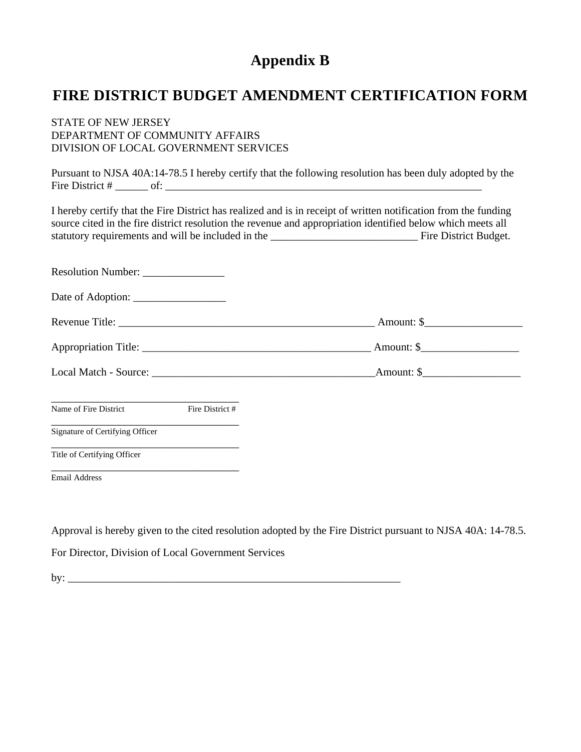# Appendix B

## FIRE DISTRICT BUDGET AMENDMENT CERTIFICATION FORM

STATE OF NEW JERSEY
DEPARTMENT OF COMMUNITY AFFAIRS
DIVISION OF LOCAL GOVERNMENT SERVICES

Pursuant to NJSA 40A:14-78.5 I hereby certify that the following resolution has been duly adopted by the Fire District # ______ of: ____________________________________________________________

I hereby certify that the Fire District has realized and is in receipt of written notification from the funding source cited in the fire district resolution the revenue and appropriation identified below which meets all statutory requirements and will be included in the __________________________ Fire District Budget.

Resolution Number: _______________

Date of Adoption: _________________

Revenue Title: ________________________________________________ Amount: $__________________

Appropriation Title: ___________________________________________ Amount: $__________________

Local Match - Source: _________________________________________Amount: $__________________

_____________________________________
Name of Fire District    Fire District #

_____________________________________
Signature of Certifying Officer

_____________________________________
Title of Certifying Officer

_____________________________________
Email Address

Approval is hereby given to the cited resolution adopted by the Fire District pursuant to NJSA 40A: 14-78.5.

For Director, Division of Local Government Services

by: ______________________________________________________________